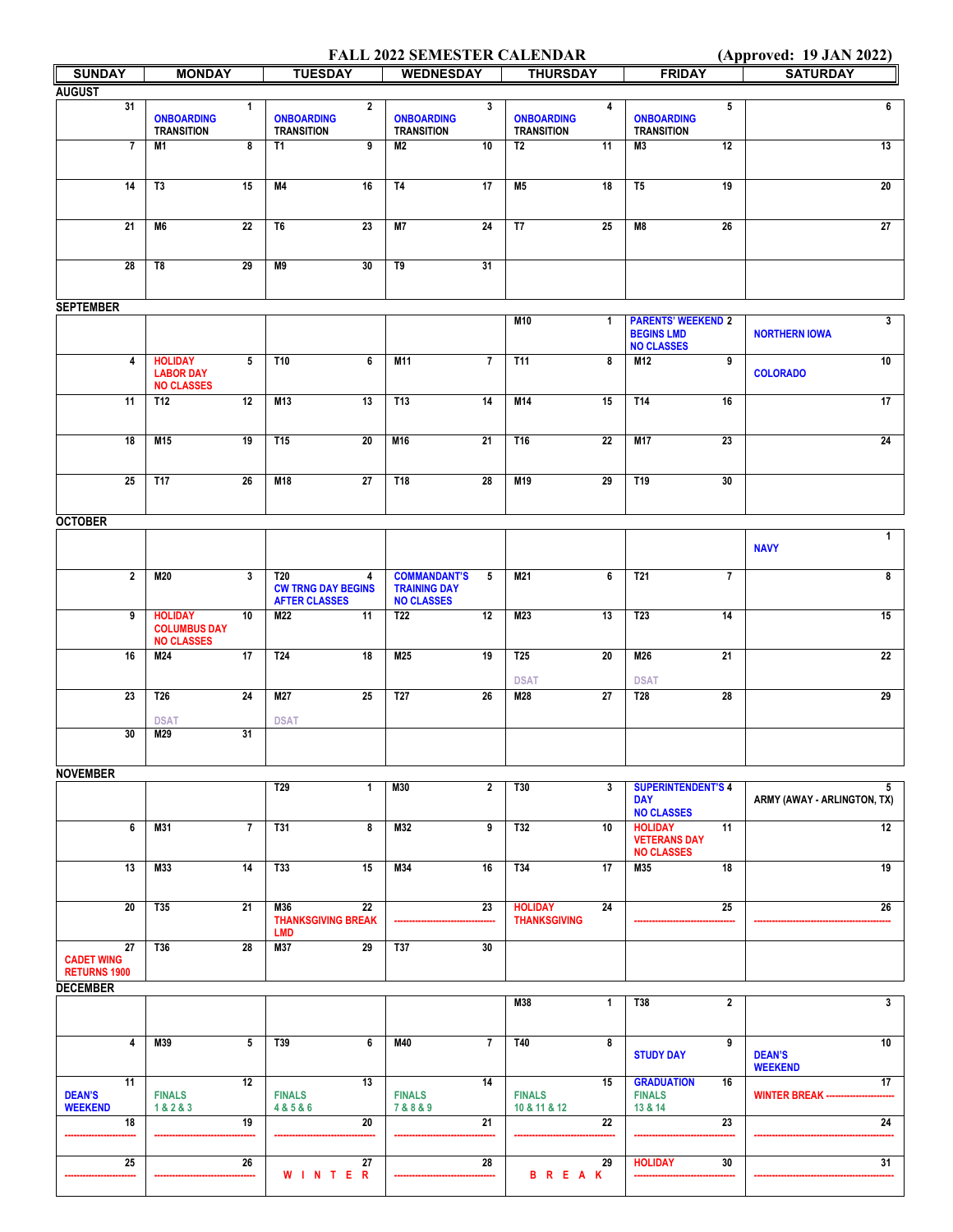# FALL 2022 SEMESTER CALENDAR

(Approved: 19 JAN 2022)

| SUNDAY | MONDAY | TUESDAY | WEDNESDAY | THURSDAY | FRIDAY | SATURDAY |
|---|---|---|---|---|---|---|
| **AUGUST** | | | | | | |
| 31 | 1 ONBOARDING TRANSITION | 2 ONBOARDING TRANSITION | 3 ONBOARDING TRANSITION | 4 ONBOARDING TRANSITION | 5 ONBOARDING TRANSITION | 6 |
| 7 | 8 M1 | 9 T1 | 10 M2 | 11 T2 | 12 M3 | 13 |
| 14 | 15 T3 | 16 M4 | 17 T4 | 18 M5 | 19 T5 | 20 |
| 21 | 22 M6 | 23 T6 | 24 M7 | 25 T7 | 26 M8 | 27 |
| 28 | 29 T8 | 30 M9 | 31 T9 | | | |
| **SEPTEMBER** | | | | | | |
| | | | | 1 M10 | 2 PARENTS' WEEKEND BEGINS LMD NO CLASSES | 3 NORTHERN IOWA |
| 4 | 5 HOLIDAY LABOR DAY NO CLASSES | 6 T10 | 7 M11 | 8 T11 | 9 M12 | 10 COLORADO |
| 11 | 12 T12 | 13 M13 | 14 T13 | 15 M14 | 16 T14 | 17 |
| 18 | 19 M15 | 20 T15 | 21 M16 | 22 T16 | 23 M17 | 24 |
| 25 | 26 T17 | 27 M18 | 28 T18 | 29 M19 | 30 T19 | |
| **OCTOBER** | | | | | | |
| | | | | | | 1 NAVY |
| 2 | 3 M20 | 4 T20 CW TRNG DAY BEGINS AFTER CLASSES | 5 COMMANDANT'S TRAINING DAY NO CLASSES | 6 M21 | 7 T21 | 8 |
| 9 | 10 HOLIDAY COLUMBUS DAY NO CLASSES | 11 M22 | 12 T22 | 13 M23 | 14 T23 | 15 |
| 16 | 17 M24 | 18 T24 | 19 M25 | 20 T25 DSAT | 21 M26 DSAT | 22 |
| 23 | 24 T26 DSAT | 25 M27 DSAT | 26 T27 | 27 M28 | 28 T28 | 29 |
| 30 | 31 M29 | | | | | |
| **NOVEMBER** | | | | | | |
| | | 1 T29 | 2 M30 | 3 T30 | 4 SUPERINTENDENT'S DAY NO CLASSES | 5 ARMY (AWAY - ARLINGTON, TX) |
| 6 | 7 M31 | 8 T31 | 9 M32 | 10 T32 | 11 HOLIDAY VETERANS DAY NO CLASSES | 12 |
| 13 | 14 M33 | 15 T33 | 16 M34 | 17 T34 | 18 M35 | 19 |
| 20 | 21 T35 | 22 M36 THANKSGIVING BREAK LMD | 23 ------------------ | 24 HOLIDAY THANKSGIVING | 25 ------------------ | 26 ------------------ |
| 27 CADET WING RETURNS 1900 | 28 T36 | 29 M37 | 30 T37 | | | |
| **DECEMBER** | | | | | | |
| | | | | 1 M38 | 2 T38 | 3 |
| 4 | 5 M39 | 6 T39 | 7 M40 | 8 T40 | 9 STUDY DAY | 10 DEAN'S WEEKEND |
| 11 DEAN'S WEEKEND | 12 FINALS 1 & 2 & 3 | 13 FINALS 4 & 5 & 6 | 14 FINALS 7 & 8 & 9 | 15 FINALS 10 & 11 & 12 | 16 GRADUATION FINALS 13 & 14 | 17 WINTER BREAK ------------ |
| 18 ------------ | 19 ------------ | 20 ------------ | 21 ------------ | 22 ------------ | 23 ------------ | 24 ------------ |
| 25 ------------ | 26 ------------ | 27 W I N T E R | 28 ------------ | 29 B R E A K | 30 HOLIDAY ------------ | 31 ------------ |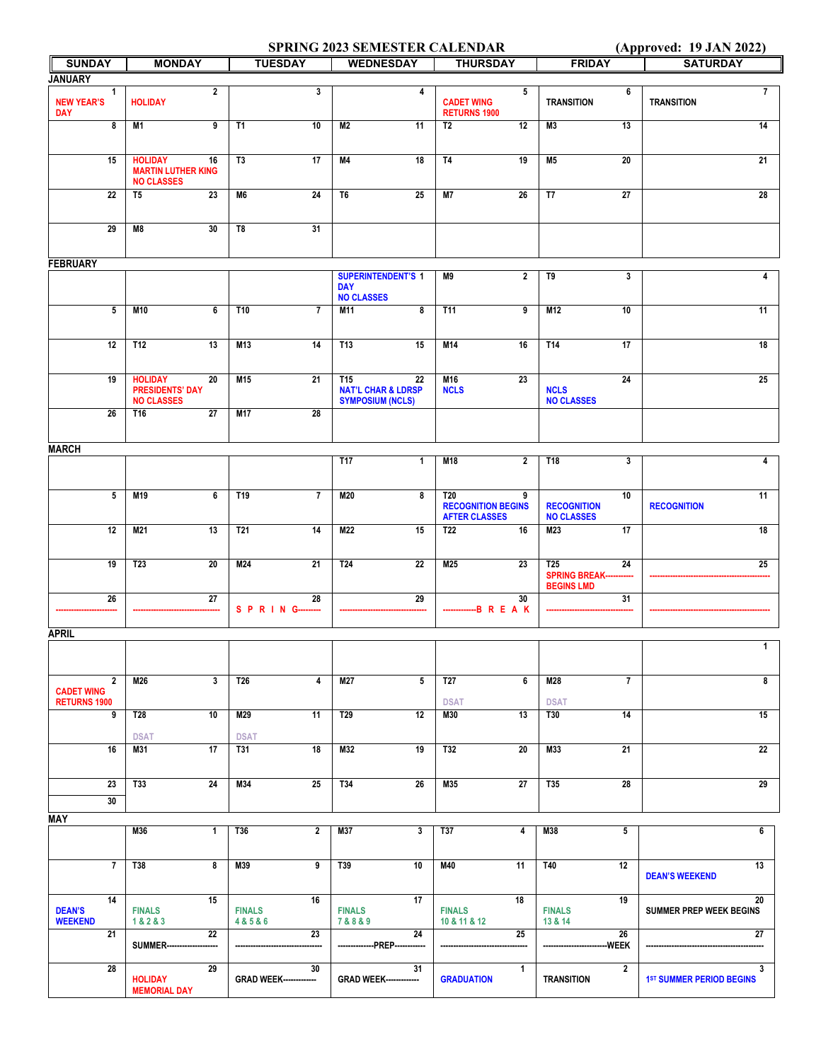# SPRING 2023 SEMESTER CALENDAR

(Approved: 19 JAN 2022)

| SUNDAY | MONDAY | TUESDAY | WEDNESDAY | THURSDAY | FRIDAY | SATURDAY |
|---|---|---|---|---|---|---|
| **JANUARY** | | | | | | |
| 1 NEW YEAR'S DAY | 2 HOLIDAY | 3 | 4 | 5 CADET WING RETURNS 1900 | 6 TRANSITION | 7 TRANSITION |
| 8 | M1 9 | T1 10 | M2 11 | T2 12 | M3 13 | 14 |
| 15 | HOLIDAY 16 MARTIN LUTHER KING NO CLASSES | T3 17 | M4 18 | T4 19 | M5 20 | 21 |
| 22 | T5 23 | M6 24 | T6 25 | M7 26 | T7 27 | 28 |
| 29 | M8 30 | T8 31 | | | | |
| **FEBRUARY** | | | | | | |
| | | | SUPERINTENDENT'S 1 DAY NO CLASSES | M9 2 | T9 3 | 4 |
| 5 | M10 6 | T10 7 | M11 8 | T11 9 | M12 10 | 11 |
| 12 | T12 13 | M13 14 | T13 15 | M14 16 | T14 17 | 18 |
| 19 | HOLIDAY 20 PRESIDENTS' DAY NO CLASSES | M15 21 | T15 22 NAT'L CHAR & LDRSP SYMPOSIUM (NCLS) | M16 23 NCLS | 24 NCLS NO CLASSES | 25 |
| 26 | T16 27 | M17 28 | | | | |
| **MARCH** | | | | | | |
| | | | T17 1 | M18 2 | T18 3 | 4 |
| 5 | M19 6 | T19 7 | M20 8 | T20 9 RECOGNITION BEGINS AFTER CLASSES | RECOGNITION 10 NO CLASSES | RECOGNITION 11 |
| 12 | M21 13 | T21 14 | M22 15 | T22 16 | M23 17 | 18 |
| 19 | T23 20 | M24 21 | T24 22 | M25 23 | T25 24 SPRING BREAK---------- BEGINS LMD | 25 ---------------------------------------------- |
| 26 ------------------------ | 27 ---------------------------------- | 28 S P R I N G--------- | 29 ---------------------------------- | 30 ------------B R E A K | 31 ---------------------------------- | ---------------------------------------------- |
| **APRIL** | | | | | | |
| | | | | | | 1 |
| 2 CADET WING RETURNS 1900 | M26 3 | T26 4 | M27 5 | T27 6 DSAT | M28 7 DSAT | 8 |
| 9 | T28 10 DSAT | M29 11 DSAT | T29 12 | M30 13 | T30 14 | 15 |
| 16 | M31 17 | T31 18 | M32 19 | T32 20 | M33 21 | 22 |
| 23 | T33 24 | M34 25 | T34 26 | M35 27 | T35 28 | 29 |
| 30 | | | | | | |
| **MAY** | | | | | | |
| | M36 1 | T36 2 | M37 3 | T37 4 | M38 5 | 6 |
| 7 | T38 8 | M39 9 | T39 10 | M40 11 | T40 12 | 13 DEAN'S WEEKEND |
| 14 DEAN'S WEEKEND | 15 FINALS 1 & 2 & 3 | 16 FINALS 4 & 5 & 6 | 17 FINALS 7 & 8 & 9 | 18 FINALS 10 & 11 & 12 | 19 FINALS 13 & 14 | 20 SUMMER PREP WEEK BEGINS |
| 21 | 22 SUMMER-------------------- | 23 ---------------------------------- | 24 --------------PREP------------ | 25 ---------------------------------- | 26 ------------------------WEEK | 27 ---------------------------------------------- |
| 28 | 29 HOLIDAY MEMORIAL DAY | 30 GRAD WEEK------------- | 31 GRAD WEEK------------- | 1 GRADUATION | 2 TRANSITION | 3 1ST SUMMER PERIOD BEGINS |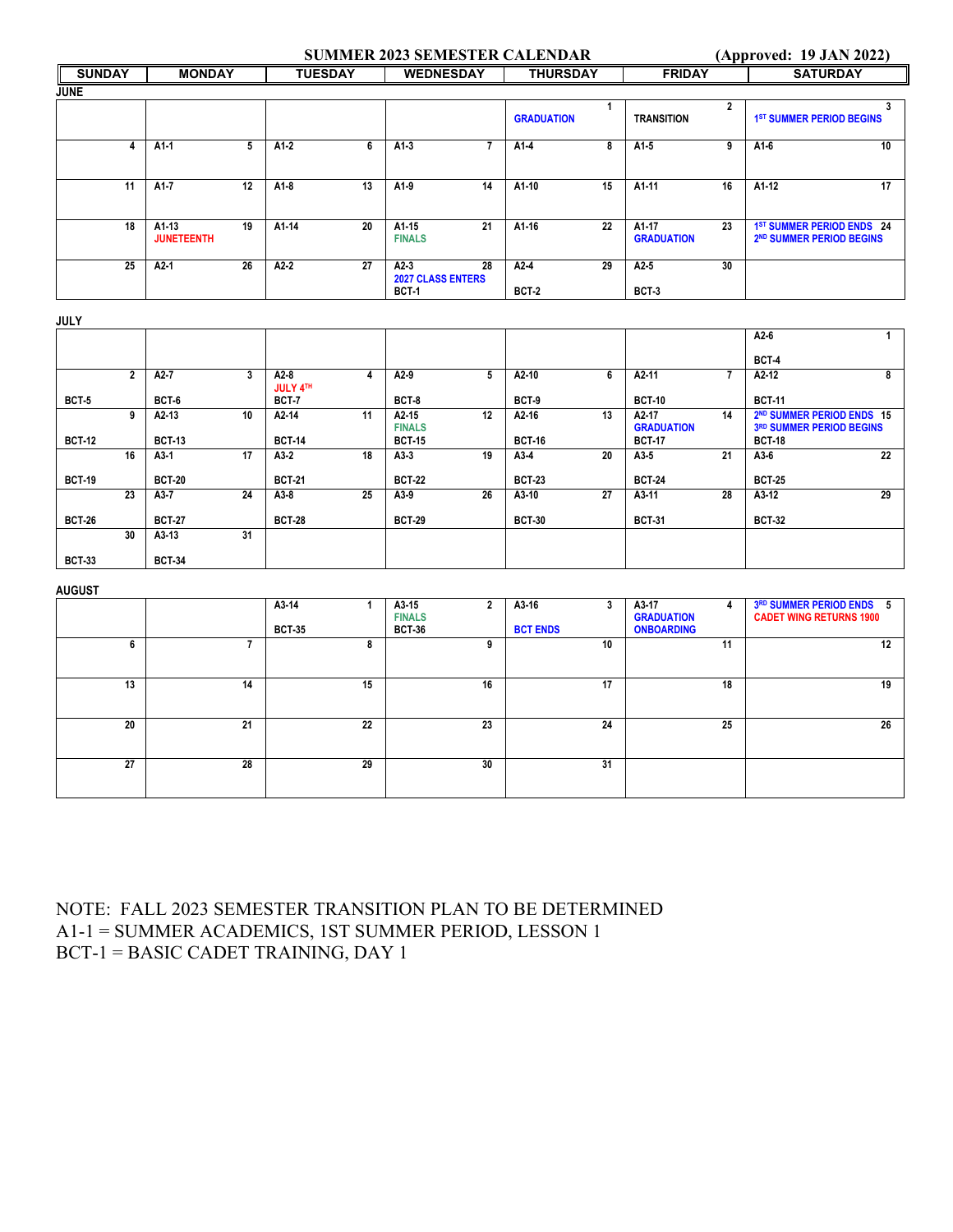**SUMMER 2023 SEMESTER CALENDAR** **(Approved: 19 JAN 2022)**

**JUNE**

| SUNDAY | MONDAY | TUESDAY | WEDNESDAY | THURSDAY | FRIDAY | SATURDAY |
|---|---|---|---|---|---|---|
| | | | | 1 GRADUATION | 2 TRANSITION | 3 1ST SUMMER PERIOD BEGINS |
| 4 | 5 A1-1 | 6 A1-2 | 7 A1-3 | 8 A1-4 | 9 A1-5 | 10 A1-6 |
| 11 | 12 A1-7 | 13 A1-8 | 14 A1-9 | 15 A1-10 | 16 A1-11 | 17 A1-12 |
| 18 | 19 A1-13 JUNETEENTH | 20 A1-14 | 21 A1-15 FINALS | 22 A1-16 | 23 A1-17 GRADUATION | 24 1ST SUMMER PERIOD ENDS 2ND SUMMER PERIOD BEGINS |
| 25 | 26 A2-1 | 27 A2-2 | 28 A2-3 2027 CLASS ENTERS BCT-1 | 29 A2-4 BCT-2 | 30 A2-5 BCT-3 | |

**JULY**

| SUNDAY | MONDAY | TUESDAY | WEDNESDAY | THURSDAY | FRIDAY | SATURDAY |
|---|---|---|---|---|---|---|
| | | | | | | 1 A2-6 BCT-4 |
| 2 BCT-5 | 3 A2-7 BCT-6 | 4 A2-8 JULY 4TH BCT-7 | 5 A2-9 BCT-8 | 6 A2-10 BCT-9 | 7 A2-11 BCT-10 | 8 A2-12 BCT-11 |
| 9 BCT-12 | 10 A2-13 BCT-13 | 11 A2-14 BCT-14 | 12 A2-15 FINALS BCT-15 | 13 A2-16 BCT-16 | 14 A2-17 GRADUATION BCT-17 | 15 2ND SUMMER PERIOD ENDS 3RD SUMMER PERIOD BEGINS BCT-18 |
| 16 BCT-19 | 17 A3-1 BCT-20 | 18 A3-2 BCT-21 | 19 A3-3 BCT-22 | 20 A3-4 BCT-23 | 21 A3-5 BCT-24 | 22 A3-6 BCT-25 |
| 23 BCT-26 | 24 A3-7 BCT-27 | 25 A3-8 BCT-28 | 26 A3-9 BCT-29 | 27 A3-10 BCT-30 | 28 A3-11 BCT-31 | 29 A3-12 BCT-32 |
| 30 BCT-33 | 31 A3-13 BCT-34 | | | | | |

**AUGUST**

| SUNDAY | MONDAY | TUESDAY | WEDNESDAY | THURSDAY | FRIDAY | SATURDAY |
|---|---|---|---|---|---|---|
| | | 1 A3-14 BCT-35 | 2 A3-15 FINALS BCT-36 | 3 A3-16 BCT ENDS | 4 A3-17 GRADUATION ONBOARDING | 5 3RD SUMMER PERIOD ENDS CADET WING RETURNS 1900 |
| 6 | 7 | 8 | 9 | 10 | 11 | 12 |
| 13 | 14 | 15 | 16 | 17 | 18 | 19 |
| 20 | 21 | 22 | 23 | 24 | 25 | 26 |
| 27 | 28 | 29 | 30 | 31 | | |

NOTE: FALL 2023 SEMESTER TRANSITION PLAN TO BE DETERMINED
A1-1 = SUMMER ACADEMICS, 1ST SUMMER PERIOD, LESSON 1
BCT-1 = BASIC CADET TRAINING, DAY 1